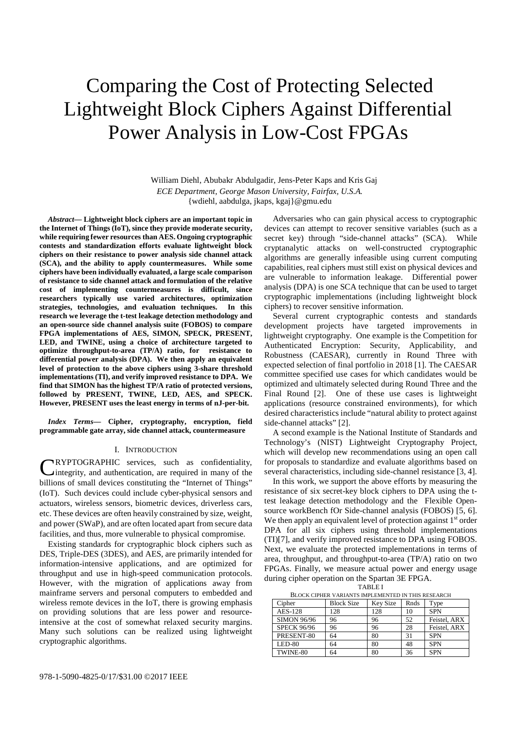# Comparing the Cost of Protecting Selected Lightweight Block Ciphers Against Differential Power Analysis in Low-Cost FPGAs

William Diehl, Abubakr Abdulgadir, Jens-Peter Kaps and Kris Gaj
*ECE Department, George Mason University, Fairfax, U.S.A.*
{wdiehl, aabdulga, jkaps, kgaj}@gmu.edu

***Abstract*— Lightweight block ciphers are an important topic in the Internet of Things (IoT), since they provide moderate security, while requiring fewer resources than AES. Ongoing cryptographic contests and standardization efforts evaluate lightweight block ciphers on their resistance to power analysis side channel attack (SCA), and the ability to apply countermeasures. While some ciphers have been individually evaluated, a large scale comparison of resistance to side channel attack and formulation of the relative cost of implementing countermeasures is difficult, since researchers typically use varied architectures, optimization strategies, technologies, and evaluation techniques. In this research we leverage the t-test leakage detection methodology and an open-source side channel analysis suite (FOBOS) to compare FPGA implementations of AES, SIMON, SPECK, PRESENT, LED, and TWINE, using a choice of architecture targeted to optimize throughput-to-area (TP/A) ratio, for resistance to differential power analysis (DPA). We then apply an equivalent level of protection to the above ciphers using 3-share threshold implementations (TI), and verify improved resistance to DPA. We find that SIMON has the highest TP/A ratio of protected versions, followed by PRESENT, TWINE, LED, AES, and SPECK. However, PRESENT uses the least energy in terms of nJ-per-bit.**

***Index Terms*— Cipher, cryptography, encryption, field programmable gate array, side channel attack, countermeasure**

## I. Introduction

Cryptographic services, such as confidentiality, integrity, and authentication, are required in many of the billions of small devices constituting the "Internet of Things" (IoT). Such devices could include cyber-physical sensors and actuators, wireless sensors, biometric devices, driverless cars, etc. These devices are often heavily constrained by size, weight, and power (SWaP), and are often located apart from secure data facilities, and thus, more vulnerable to physical compromise.

Existing standards for cryptographic block ciphers such as DES, Triple-DES (3DES), and AES, are primarily intended for information-intensive applications, and are optimized for throughput and use in high-speed communication protocols. However, with the migration of applications away from mainframe servers and personal computers to embedded and wireless remote devices in the IoT, there is growing emphasis on providing solutions that are less power and resource-intensive at the cost of somewhat relaxed security margins. Many such solutions can be realized using lightweight cryptographic algorithms.

Adversaries who can gain physical access to cryptographic devices can attempt to recover sensitive variables (such as a secret key) through "side-channel attacks" (SCA). While cryptanalytic attacks on well-constructed cryptographic algorithms are generally infeasible using current computing capabilities, real ciphers must still exist on physical devices and are vulnerable to information leakage. Differential power analysis (DPA) is one SCA technique that can be used to target cryptographic implementations (including lightweight block ciphers) to recover sensitive information.

Several current cryptographic contests and standards development projects have targeted improvements in lightweight cryptography. One example is the Competition for Authenticated Encryption: Security, Applicability, and Robustness (CAESAR), currently in Round Three with expected selection of final portfolio in 2018 [1]. The CAESAR committee specified use cases for which candidates would be optimized and ultimately selected during Round Three and the Final Round [2]. One of these use cases is lightweight applications (resource constrained environments), for which desired characteristics include "natural ability to protect against side-channel attacks" [2].

A second example is the National Institute of Standards and Technology's (NIST) Lightweight Cryptography Project, which will develop new recommendations using an open call for proposals to standardize and evaluate algorithms based on several characteristics, including side-channel resistance [3, 4].

In this work, we support the above efforts by measuring the resistance of six secret-key block ciphers to DPA using the t-test leakage detection methodology and the Flexible Open-source workBench fOr Side-channel analysis (FOBOS) [5, 6]. We then apply an equivalent level of protection against 1st order DPA for all six ciphers using threshold implementations (TI)[7], and verify improved resistance to DPA using FOBOS. Next, we evaluate the protected implementations in terms of area, throughput, and throughput-to-area (TP/A) ratio on two FPGAs. Finally, we measure actual power and energy usage during cipher operation on the Spartan 3E FPGA.

TABLE I
Block cipher variants implemented in this research

| Cipher | Block Size | Key Size | Rnds | Type |
|---|---|---|---|---|
| AES-128 | 128 | 128 | 10 | SPN |
| SIMON 96/96 | 96 | 96 | 52 | Feistel, ARX |
| SPECK 96/96 | 96 | 96 | 28 | Feistel, ARX |
| PRESENT-80 | 64 | 80 | 31 | SPN |
| LED-80 | 64 | 80 | 48 | SPN |
| TWINE-80 | 64 | 80 | 36 | SPN |

978-1-5090-4825-0/17/$31.00 ©2017 IEEE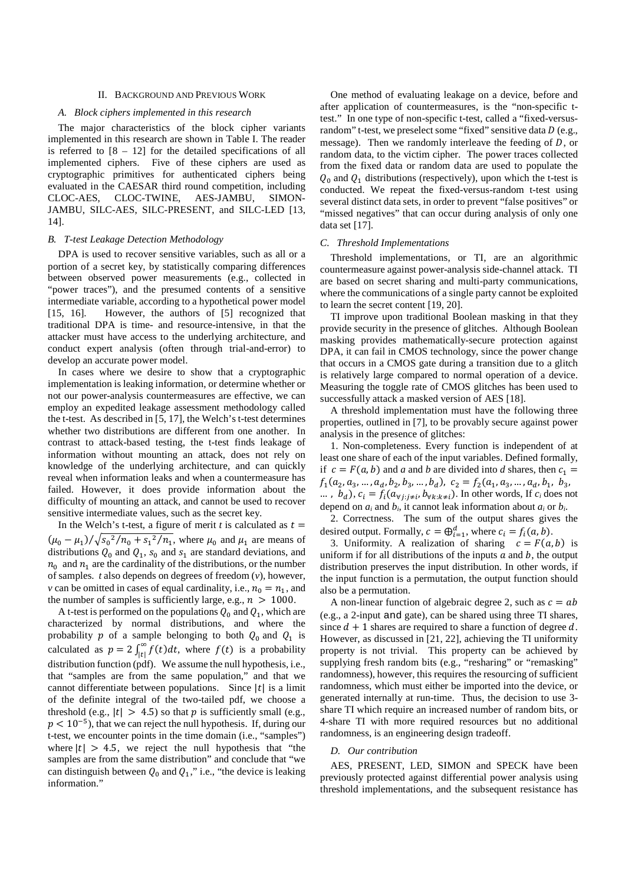## II. Background and Previous Work

### A. Block ciphers implemented in this research

The major characteristics of the block cipher variants implemented in this research are shown in Table I. The reader is referred to [8 – 12] for the detailed specifications of all implemented ciphers. Five of these ciphers are used as cryptographic primitives for authenticated ciphers being evaluated in the CAESAR third round competition, including CLOC-AES, CLOC-TWINE, AES-JAMBU, SIMON-JAMBU, SILC-AES, SILC-PRESENT, and SILC-LED [13, 14].

### B. T-test Leakage Detection Methodology

DPA is used to recover sensitive variables, such as all or a portion of a secret key, by statistically comparing differences between observed power measurements (e.g., collected in "power traces"), and the presumed contents of a sensitive intermediate variable, according to a hypothetical power model [15, 16]. However, the authors of [5] recognized that traditional DPA is time- and resource-intensive, in that the attacker must have access to the underlying architecture, and conduct expert analysis (often through trial-and-error) to develop an accurate power model.

In cases where we desire to show that a cryptographic implementation is leaking information, or determine whether or not our power-analysis countermeasures are effective, we can employ an expedited leakage assessment methodology called the t-test. As described in [5, 17], the Welch's t-test determines whether two distributions are different from one another. In contrast to attack-based testing, the t-test finds leakage of information without mounting an attack, does not rely on knowledge of the underlying architecture, and can quickly reveal when information leaks and when a countermeasure has failed. However, it does provide information about the difficulty of mounting an attack, and cannot be used to recover sensitive intermediate values, such as the secret key.

In the Welch's t-test, a figure of merit $t$ is calculated as $t = (\mu_0 - \mu_1)/\sqrt{{s_0}^2/n_0 + {s_1}^2/n_1}$, where $\mu_0$ and $\mu_1$ are means of distributions $Q_0$ and $Q_1$, $s_0$ and $s_1$ are standard deviations, and $n_0$ and $n_1$ are the cardinality of the distributions, or the number of samples. $t$ also depends on degrees of freedom ($v$), however, $v$ can be omitted in cases of equal cardinality, i.e., $n_0 = n_1$, and the number of samples is sufficiently large, e.g., $n > 1000$.

A t-test is performed on the populations $Q_0$ and $Q_1$, which are characterized by normal distributions, and where the probability $p$ of a sample belonging to both $Q_0$ and $Q_1$ is calculated as $p = 2\int_{|t|}^{\infty} f(t)dt$, where $f(t)$ is a probability distribution function (pdf). We assume the null hypothesis, i.e., that "samples are from the same population," and that we cannot differentiate between populations. Since $|t|$ is a limit of the definite integral of the two-tailed pdf, we choose a threshold (e.g., $|t| > 4.5$) so that $p$ is sufficiently small (e.g., $p < 10^{-5}$), that we can reject the null hypothesis. If, during our t-test, we encounter points in the time domain (i.e., "samples") where $|t| > 4.5$, we reject the null hypothesis that "the samples are from the same distribution" and conclude that "we can distinguish between $Q_0$ and $Q_1$," i.e., "the device is leaking information."

One method of evaluating leakage on a device, before and after application of countermeasures, is the "non-specific t-test." In one type of non-specific t-test, called a "fixed-versus-random" t-test, we preselect some "fixed" sensitive data $D$ (e.g., message). Then we randomly interleave the feeding of $D$, or random data, to the victim cipher. The power traces collected from the fixed data or random data are used to populate the $Q_0$ and $Q_1$ distributions (respectively), upon which the t-test is conducted. We repeat the fixed-versus-random t-test using several distinct data sets, in order to prevent "false positives" or "missed negatives" that can occur during analysis of only one data set [17].

### C. Threshold Implementations

Threshold implementations, or TI, are an algorithmic countermeasure against power-analysis side-channel attack. TI are based on secret sharing and multi-party communications, where the communications of a single party cannot be exploited to learn the secret content [19, 20].

TI improve upon traditional Boolean masking in that they provide security in the presence of glitches. Although Boolean masking provides mathematically-secure protection against DPA, it can fail in CMOS technology, since the power change that occurs in a CMOS gate during a transition due to a glitch is relatively large compared to normal operation of a device. Measuring the toggle rate of CMOS glitches has been used to successfully attack a masked version of AES [18].

A threshold implementation must have the following three properties, outlined in [7], to be provably secure against power analysis in the presence of glitches:

1. Non-completeness. Every function is independent of at least one share of each of the input variables. Defined formally, if $c = F(a, b)$ and $a$ and $b$ are divided into $d$ shares, then $c_1 = f_1(a_2, a_3, \dots, a_d, b_2, b_3, \dots, b_d)$, $c_2 = f_2(a_1, a_3, \dots, a_d, b_1, b_3, \dots, b_d)$, $c_i = f_i(a_{\forall j: j \neq i}, b_{\forall k: k \neq i})$. In other words, If $c_i$ does not depend on $a_i$ and $b_i$, it cannot leak information about $a_i$ or $b_i$.

2. Correctness. The sum of the output shares gives the desired output. Formally, $c = \bigoplus_{i=1}^{d}$, where $c_i = f_i(a, b)$.

3. Uniformity. A realization of sharing $c = F(a, b)$ is uniform if for all distributions of the inputs $a$ and $b$, the output distribution preserves the input distribution. In other words, if the input function is a permutation, the output function should also be a permutation.

A non-linear function of algebraic degree 2, such as $c = ab$ (e.g., a 2-input and gate), can be shared using three TI shares, since $d + 1$ shares are required to share a function of degree $d$. However, as discussed in [21, 22], achieving the TI uniformity property is not trivial. This property can be achieved by supplying fresh random bits (e.g., "resharing" or "remasking" randomness), however, this requires the resourcing of sufficient randomness, which must either be imported into the device, or generated internally at run-time. Thus, the decision to use 3-share TI which require an increased number of random bits, or 4-share TI with more required resources but no additional randomness, is an engineering design tradeoff.

### D. Our contribution

AES, PRESENT, LED, SIMON and SPECK have been previously protected against differential power analysis using threshold implementations, and the subsequent resistance has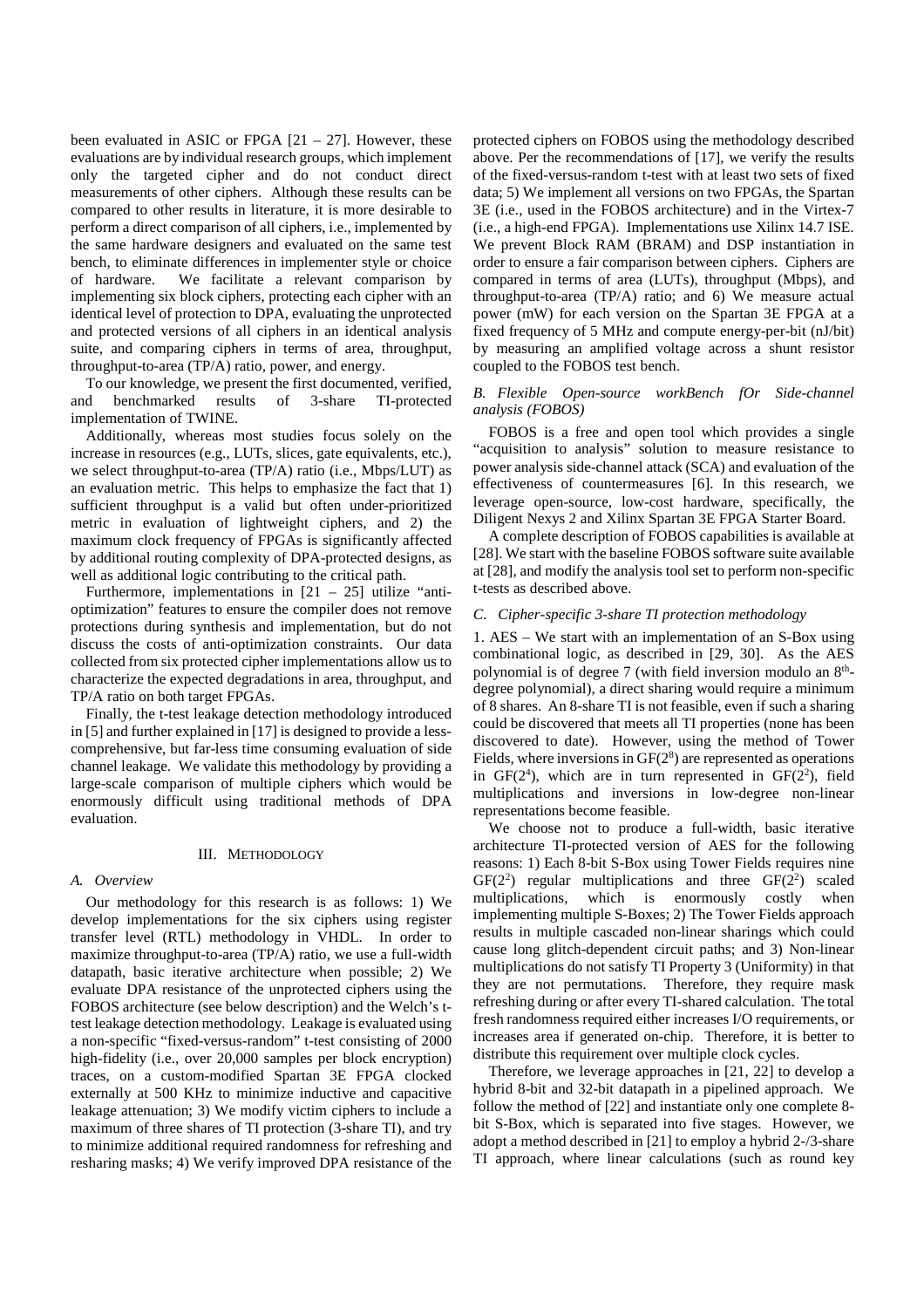been evaluated in ASIC or FPGA [21 – 27]. However, these evaluations are by individual research groups, which implement only the targeted cipher and do not conduct direct measurements of other ciphers. Although these results can be compared to other results in literature, it is more desirable to perform a direct comparison of all ciphers, i.e., implemented by the same hardware designers and evaluated on the same test bench, to eliminate differences in implementer style or choice of hardware. We facilitate a relevant comparison by implementing six block ciphers, protecting each cipher with an identical level of protection to DPA, evaluating the unprotected and protected versions of all ciphers in an identical analysis suite, and comparing ciphers in terms of area, throughput, throughput-to-area (TP/A) ratio, power, and energy.

To our knowledge, we present the first documented, verified, and benchmarked results of 3-share TI-protected implementation of TWINE.

Additionally, whereas most studies focus solely on the increase in resources (e.g., LUTs, slices, gate equivalents, etc.), we select throughput-to-area (TP/A) ratio (i.e., Mbps/LUT) as an evaluation metric. This helps to emphasize the fact that 1) sufficient throughput is a valid but often under-prioritized metric in evaluation of lightweight ciphers, and 2) the maximum clock frequency of FPGAs is significantly affected by additional routing complexity of DPA-protected designs, as well as additional logic contributing to the critical path.

Furthermore, implementations in [21 – 25] utilize "anti-optimization" features to ensure the compiler does not remove protections during synthesis and implementation, but do not discuss the costs of anti-optimization constraints. Our data collected from six protected cipher implementations allow us to characterize the expected degradations in area, throughput, and TP/A ratio on both target FPGAs.

Finally, the t-test leakage detection methodology introduced in [5] and further explained in [17] is designed to provide a less-comprehensive, but far-less time consuming evaluation of side channel leakage. We validate this methodology by providing a large-scale comparison of multiple ciphers which would be enormously difficult using traditional methods of DPA evaluation.

## III. Methodology

### A. Overview

Our methodology for this research is as follows: 1) We develop implementations for the six ciphers using register transfer level (RTL) methodology in VHDL. In order to maximize throughput-to-area (TP/A) ratio, we use a full-width datapath, basic iterative architecture when possible; 2) We evaluate DPA resistance of the unprotected ciphers using the FOBOS architecture (see below description) and the Welch's t-test leakage detection methodology. Leakage is evaluated using a non-specific "fixed-versus-random" t-test consisting of 2000 high-fidelity (i.e., over 20,000 samples per block encryption) traces, on a custom-modified Spartan 3E FPGA clocked externally at 500 KHz to minimize inductive and capacitive leakage attenuation; 3) We modify victim ciphers to include a maximum of three shares of TI protection (3-share TI), and try to minimize additional required randomness for refreshing and resharing masks; 4) We verify improved DPA resistance of the protected ciphers on FOBOS using the methodology described above. Per the recommendations of [17], we verify the results of the fixed-versus-random t-test with at least two sets of fixed data; 5) We implement all versions on two FPGAs, the Spartan 3E (i.e., used in the FOBOS architecture) and in the Virtex-7 (i.e., a high-end FPGA). Implementations use Xilinx 14.7 ISE. We prevent Block RAM (BRAM) and DSP instantiation in order to ensure a fair comparison between ciphers. Ciphers are compared in terms of area (LUTs), throughput (Mbps), and throughput-to-area (TP/A) ratio; and 6) We measure actual power (mW) for each version on the Spartan 3E FPGA at a fixed frequency of 5 MHz and compute energy-per-bit (nJ/bit) by measuring an amplified voltage across a shunt resistor coupled to the FOBOS test bench.

### B. Flexible Open-source workBench fOr Side-channel analysis (FOBOS)

FOBOS is a free and open tool which provides a single "acquisition to analysis" solution to measure resistance to power analysis side-channel attack (SCA) and evaluation of the effectiveness of countermeasures [6]. In this research, we leverage open-source, low-cost hardware, specifically, the Diligent Nexys 2 and Xilinx Spartan 3E FPGA Starter Board.

A complete description of FOBOS capabilities is available at [28]. We start with the baseline FOBOS software suite available at [28], and modify the analysis tool set to perform non-specific t-tests as described above.

### C. Cipher-specific 3-share TI protection methodology

1. AES – We start with an implementation of an S-Box using combinational logic, as described in [29, 30]. As the AES polynomial is of degree 7 (with field inversion modulo an 8th-degree polynomial), a direct sharing would require a minimum of 8 shares. An 8-share TI is not feasible, even if such a sharing could be discovered that meets all TI properties (none has been discovered to date). However, using the method of Tower Fields, where inversions in $GF(2^8)$ are represented as operations in $GF(2^4)$, which are in turn represented in $GF(2^2)$, field multiplications and inversions in low-degree non-linear representations become feasible.

We choose not to produce a full-width, basic iterative architecture TI-protected version of AES for the following reasons: 1) Each 8-bit S-Box using Tower Fields requires nine $GF(2^2)$ regular multiplications and three $GF(2^2)$ scaled multiplications, which is enormously costly when implementing multiple S-Boxes; 2) The Tower Fields approach results in multiple cascaded non-linear sharings which could cause long glitch-dependent circuit paths; and 3) Non-linear multiplications do not satisfy TI Property 3 (Uniformity) in that they are not permutations. Therefore, they require mask refreshing during or after every TI-shared calculation. The total fresh randomness required either increases I/O requirements, or increases area if generated on-chip. Therefore, it is better to distribute this requirement over multiple clock cycles.

Therefore, we leverage approaches in [21, 22] to develop a hybrid 8-bit and 32-bit datapath in a pipelined approach. We follow the method of [22] and instantiate only one complete 8-bit S-Box, which is separated into five stages. However, we adopt a method described in [21] to employ a hybrid 2-/3-share TI approach, where linear calculations (such as round key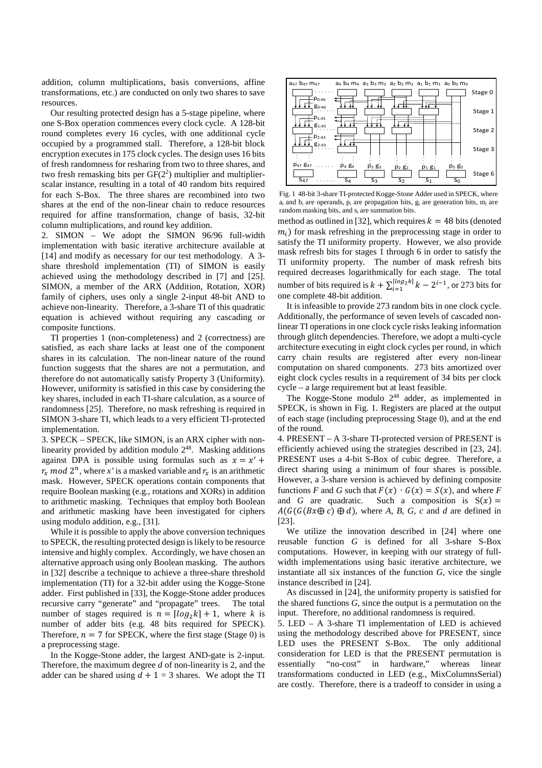addition, column multiplications, basis conversions, affine transformations, etc.) are conducted on only two shares to save resources.

Our resulting protected design has a 5-stage pipeline, where one S-Box operation commences every clock cycle. A 128-bit round completes every 16 cycles, with one additional cycle occupied by a programmed stall. Therefore, a 128-bit block encryption executes in 175 clock cycles. The design uses 16 bits of fresh randomness for resharing from two to three shares, and two fresh remasking bits per GF($2^2$) multiplier and multiplier-scalar instance, resulting in a total of 40 random bits required for each S-Box. The three shares are recombined into two shares at the end of the non-linear chain to reduce resources required for affine transformation, change of basis, 32-bit column multiplications, and round key addition.

2. SIMON – We adopt the SIMON 96/96 full-width implementation with basic iterative architecture available at [14] and modify as necessary for our test methodology. A 3-share threshold implementation (TI) of SIMON is easily achieved using the methodology described in [7] and [25]. SIMON, a member of the ARX (Addition, Rotation, XOR) family of ciphers, uses only a single 2-input 48-bit AND to achieve non-linearity. Therefore, a 3-share TI of this quadratic equation is achieved without requiring any cascading or composite functions.

TI properties 1 (non-completeness) and 2 (correctness) are satisfied, as each share lacks at least one of the component shares in its calculation. The non-linear nature of the round function suggests that the shares are not a permutation, and therefore do not automatically satisfy Property 3 (Uniformity). However, uniformity is satisfied in this case by considering the key shares, included in each TI-share calculation, as a source of randomness [25]. Therefore, no mask refreshing is required in SIMON 3-share TI, which leads to a very efficient TI-protected implementation.

3. SPECK – SPECK, like SIMON, is an ARX cipher with non-linearity provided by addition modulo $2^{48}$. Masking additions against DPA is possible using formulas such as $x = x' + r_x \bmod 2^n$, where $x'$ is a masked variable and $r_x$ is an arithmetic mask. However, SPECK operations contain components that require Boolean masking (e.g., rotations and XORs) in addition to arithmetic masking. Techniques that employ both Boolean and arithmetic masking have been investigated for ciphers using modulo addition, e.g., [31].

While it is possible to apply the above conversion techniques to SPECK, the resulting protected design is likely to be resource intensive and highly complex. Accordingly, we have chosen an alternative approach using only Boolean masking. The authors in [32] describe a technique to achieve a three-share threshold implementation (TI) for a 32-bit adder using the Kogge-Stone adder. First published in [33], the Kogge-Stone adder produces recursive carry "generate" and "propagate" trees. The total number of stages required is $n = \lceil log_2 k \rceil + 1$, where $k$ is number of adder bits (e.g. 48 bits required for SPECK). Therefore, $n = 7$ for SPECK, where the first stage (Stage 0) is a preprocessing stage.

In the Kogge-Stone adder, the largest AND-gate is 2-input. Therefore, the maximum degree $d$ of non-linearity is 2, and the adder can be shared using $d + 1 = 3$ shares. We adopt the TI method as outlined in [32], which requires $k = 48$ bits (denoted $m_i$) for mask refreshing in the preprocessing stage in order to satisfy the TI uniformity property. However, we also provide mask refresh bits for stages 1 through 6 in order to satisfy the TI uniformity property. The number of mask refresh bits required decreases logarithmically for each stage. The total number of bits required is $k + \sum_{i=1}^{\lceil log_2 k \rceil} k - 2^{i-1}$, or 273 bits for one complete 48-bit addition.

Fig. 1 48-bit 3-share TI-protected Kogge-Stone Adder used in SPECK, where $a_i$ and $b_i$ are operands, $p_i$ are propagation bits, $g_i$ are generation bits, $m_i$ are random masking bits, and $s_i$ are summation bits.

It is infeasible to provide 273 random bits in one clock cycle. Additionally, the performance of seven levels of cascaded non-linear TI operations in one clock cycle risks leaking information through glitch dependencies. Therefore, we adopt a multi-cycle architecture executing in eight clock cycles per round, in which carry chain results are registered after every non-linear computation on shared components. 273 bits amortized over eight clock cycles results in a requirement of 34 bits per clock cycle – a large requirement but at least feasible.

The Kogge-Stone modulo $2^{48}$ adder, as implemented in SPECK, is shown in Fig. 1. Registers are placed at the output of each stage (including preprocessing Stage 0), and at the end of the round.

4. PRESENT – A 3-share TI-protected version of PRESENT is efficiently achieved using the strategies described in [23, 24]. PRESENT uses a 4-bit S-Box of cubic degree. Therefore, a direct sharing using a minimum of four shares is possible. However, a 3-share version is achieved by defining composite functions $F$ and $G$ such that $F(x) \cdot G(x) = S(x)$, and where $F$ and $G$ are quadratic. Such a composition is $S(x) = A(G(G(Bx \oplus c) \oplus d)$, where $A$, $B$, $G$, $c$ and $d$ are defined in [23].

We utilize the innovation described in [24] where one reusable function $G$ is defined for all 3-share S-Box computations. However, in keeping with our strategy of full-width implementations using basic iterative architecture, we instantiate all six instances of the function $G$, vice the single instance described in [24].

As discussed in [24], the uniformity property is satisfied for the shared functions $G$, since the output is a permutation on the input. Therefore, no additional randomness is required.

5. LED – A 3-share TI implementation of LED is achieved using the methodology described above for PRESENT, since LED uses the PRESENT S-Box. The only additional consideration for LED is that the PRESENT permutation is essentially "no-cost" in hardware," whereas linear transformations conducted in LED (e.g., MixColumnsSerial) are costly. Therefore, there is a tradeoff to consider in using a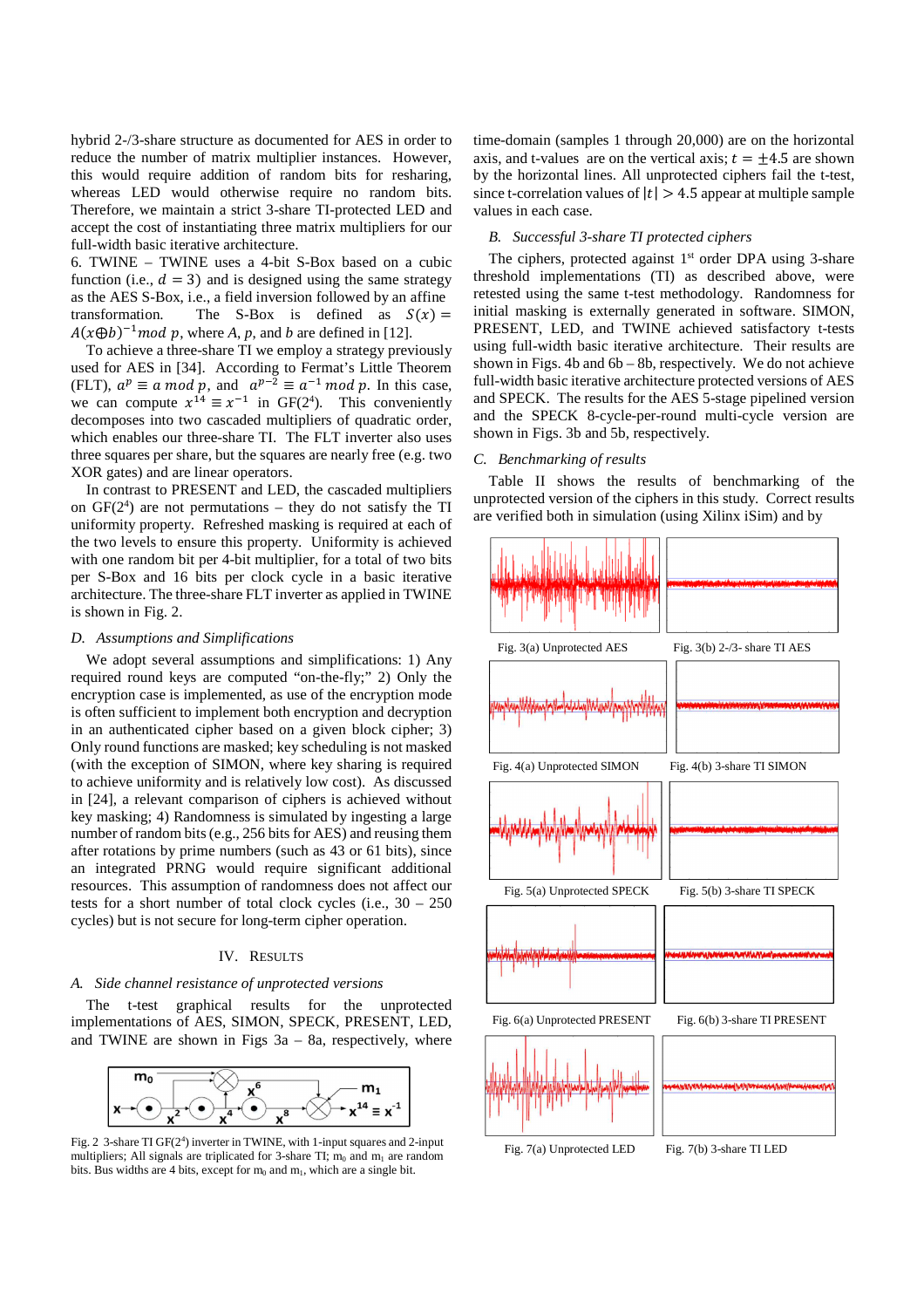hybrid 2-/3-share structure as documented for AES in order to reduce the number of matrix multiplier instances. However, this would require addition of random bits for resharing, whereas LED would otherwise require no random bits. Therefore, we maintain a strict 3-share TI-protected LED and accept the cost of instantiating three matrix multipliers for our full-width basic iterative architecture.

6. TWINE – TWINE uses a 4-bit S-Box based on a cubic function (i.e., $d = 3$) and is designed using the same strategy as the AES S-Box, i.e., a field inversion followed by an affine transformation. The S-Box is defined as $S(x) = A(x \oplus b)^{-1} mod\ p$, where $A$, $p$, and $b$ are defined in [12].

To achieve a three-share TI we employ a strategy previously used for AES in [34]. According to Fermat's Little Theorem (FLT), $a^p \equiv a\ mod\ p$, and $a^{p-2} \equiv a^{-1}\ mod\ p$. In this case, we can compute $x^{14} \equiv x^{-1}$ in GF($2^4$). This conveniently decomposes into two cascaded multipliers of quadratic order, which enables our three-share TI. The FLT inverter also uses three squares per share, but the squares are nearly free (e.g. two XOR gates) and are linear operators.

In contrast to PRESENT and LED, the cascaded multipliers on GF($2^4$) are not permutations – they do not satisfy the TI uniformity property. Refreshed masking is required at each of the two levels to ensure this property. Uniformity is achieved with one random bit per 4-bit multiplier, for a total of two bits per S-Box and 16 bits per clock cycle in a basic iterative architecture. The three-share FLT inverter as applied in TWINE is shown in Fig. 2.

### *D. Assumptions and Simplifications*

We adopt several assumptions and simplifications: 1) Any required round keys are computed "on-the-fly;" 2) Only the encryption case is implemented, as use of the encryption mode is often sufficient to implement both encryption and decryption in an authenticated cipher based on a given block cipher; 3) Only round functions are masked; key scheduling is not masked (with the exception of SIMON, where key sharing is required to achieve uniformity and is relatively low cost). As discussed in [24], a relevant comparison of ciphers is achieved without key masking; 4) Randomness is simulated by ingesting a large number of random bits (e.g., 256 bits for AES) and reusing them after rotations by prime numbers (such as 43 or 61 bits), since an integrated PRNG would require significant additional resources. This assumption of randomness does not affect our tests for a short number of total clock cycles (i.e., 30 – 250 cycles) but is not secure for long-term cipher operation.

## IV. Results

### *A. Side channel resistance of unprotected versions*

The t-test graphical results for the unprotected implementations of AES, SIMON, SPECK, PRESENT, LED, and TWINE are shown in Figs 3a – 8a, respectively, where time-domain (samples 1 through 20,000) are on the horizontal axis, and t-values are on the vertical axis; $t = \pm 4.5$ are shown by the horizontal lines. All unprotected ciphers fail the t-test, since t-correlation values of $|t| > 4.5$ appear at multiple sample values in each case.

Fig. 2 3-share TI GF($2^4$) inverter in TWINE, with 1-input squares and 2-input multipliers; All signals are triplicated for 3-share TI; $m_0$ and $m_1$ are random bits. Bus widths are 4 bits, except for $m_0$ and $m_1$, which are a single bit.

### *B. Successful 3-share TI protected ciphers*

The ciphers, protected against 1st order DPA using 3-share threshold implementations (TI) as described above, were retested using the same t-test methodology. Randomness for initial masking is externally generated in software. SIMON, PRESENT, LED, and TWINE achieved satisfactory t-tests using full-width basic iterative architecture. Their results are shown in Figs. 4b and 6b – 8b, respectively. We do not achieve full-width basic iterative architecture protected versions of AES and SPECK. The results for the AES 5-stage pipelined version and the SPECK 8-cycle-per-round multi-cycle version are shown in Figs. 3b and 5b, respectively.

### *C. Benchmarking of results*

Table II shows the results of benchmarking of the unprotected version of the ciphers in this study. Correct results are verified both in simulation (using Xilinx iSim) and by

Fig. 3(a) Unprotected AES

Fig. 3(b) 2-/3- share TI AES

Fig. 4(a) Unprotected SIMON

Fig. 4(b) 3-share TI SIMON

Fig. 5(a) Unprotected SPECK

Fig. 5(b) 3-share TI SPECK

Fig. 6(a) Unprotected PRESENT

Fig. 6(b) 3-share TI PRESENT

Fig. 7(a) Unprotected LED

Fig. 7(b) 3-share TI LED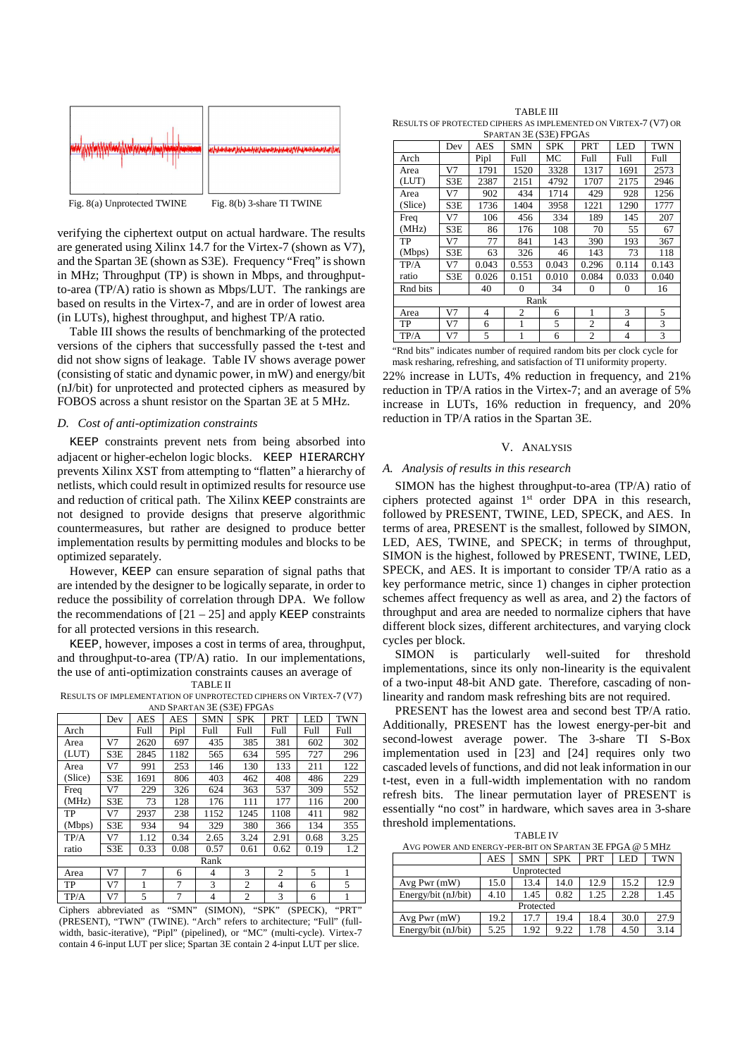Fig. 8(a) Unprotected TWINE

Fig. 8(b) 3-share TI TWINE

verifying the ciphertext output on actual hardware. The results are generated using Xilinx 14.7 for the Virtex-7 (shown as V7), and the Spartan 3E (shown as S3E). Frequency "Freq" is shown in MHz; Throughput (TP) is shown in Mbps, and throughput-to-area (TP/A) ratio is shown as Mbps/LUT. The rankings are based on results in the Virtex-7, and are in order of lowest area (in LUTs), highest throughput, and highest TP/A ratio.

Table III shows the results of benchmarking of the protected versions of the ciphers that successfully passed the t-test and did not show signs of leakage. Table IV shows average power (consisting of static and dynamic power, in mW) and energy/bit (nJ/bit) for unprotected and protected ciphers as measured by FOBOS across a shunt resistor on the Spartan 3E at 5 MHz.

### D. Cost of anti-optimization constraints

KEEP constraints prevent nets from being absorbed into adjacent or higher-echelon logic blocks. KEEP HIERARCHY prevents Xilinx XST from attempting to "flatten" a hierarchy of netlists, which could result in optimized results for resource use and reduction of critical path. The Xilinx KEEP constraints are not designed to provide designs that preserve algorithmic countermeasures, but rather are designed to produce better implementation results by permitting modules and blocks to be optimized separately.

However, KEEP can ensure separation of signal paths that are intended by the designer to be logically separate, in order to reduce the possibility of correlation through DPA. We follow the recommendations of [21 – 25] and apply KEEP constraints for all protected versions in this research.

KEEP, however, imposes a cost in terms of area, throughput, and throughput-to-area (TP/A) ratio. In our implementations, the use of anti-optimization constraints causes an average of 22% increase in LUTs, 4% reduction in frequency, and 21% reduction in TP/A ratios in the Virtex-7; and an average of 5% increase in LUTs, 16% reduction in frequency, and 20% reduction in TP/A ratios in the Spartan 3E.

TABLE II
RESULTS OF IMPLEMENTATION OF UNPROTECTED CIPHERS ON VIRTEX-7 (V7) AND SPARTAN 3E (S3E) FPGAS

| | Dev | AES | AES | SMN | SPK | PRT | LED | TWN |
|---|---|---|---|---|---|---|---|---|
| Arch | | Full | Pipl | Full | Full | Full | Full | Full |
| Area | V7 | 2620 | 697 | 435 | 385 | 381 | 602 | 302 |
| (LUT) | S3E | 2845 | 1182 | 565 | 634 | 595 | 727 | 296 |
| Area | V7 | 991 | 253 | 146 | 130 | 133 | 211 | 122 |
| (Slice) | S3E | 1691 | 806 | 403 | 462 | 408 | 486 | 229 |
| Freq | V7 | 229 | 326 | 624 | 363 | 537 | 309 | 552 |
| (MHz) | S3E | 73 | 128 | 176 | 111 | 177 | 116 | 200 |
| TP | V7 | 2937 | 238 | 1152 | 1245 | 1108 | 411 | 982 |
| (Mbps) | S3E | 934 | 94 | 329 | 380 | 366 | 134 | 355 |
| TP/A | V7 | 1.12 | 0.34 | 2.65 | 3.24 | 2.91 | 0.68 | 3.25 |
| ratio | S3E | 0.33 | 0.08 | 0.57 | 0.61 | 0.62 | 0.19 | 1.2 |
| Rank | | | | | | | | |
| Area | V7 | 7 | 6 | 4 | 3 | 2 | 5 | 1 |
| TP | V7 | 1 | 7 | 3 | 2 | 4 | 6 | 5 |
| TP/A | V7 | 5 | 7 | 4 | 2 | 3 | 6 | 1 |

Ciphers abbreviated as "SMN" (SIMON), "SPK" (SPECK), "PRT" (PRESENT), "TWN" (TWINE). "Arch" refers to architecture; "Full" (full-width, basic-iterative), "Pipl" (pipelined), or "MC" (multi-cycle). Virtex-7 contain 4 6-input LUT per slice; Spartan 3E contain 2 4-input LUT per slice.

TABLE III
RESULTS OF PROTECTED CIPHERS AS IMPLEMENTED ON VIRTEX-7 (V7) OR SPARTAN 3E (S3E) FPGAS

| | Dev | AES | SMN | SPK | PRT | LED | TWN |
|---|---|---|---|---|---|---|---|
| Arch | | Pipl | Full | MC | Full | Full | Full |
| Area | V7 | 1791 | 1520 | 3328 | 1317 | 1691 | 2573 |
| (LUT) | S3E | 2387 | 2151 | 4792 | 1707 | 2175 | 2946 |
| Area | V7 | 902 | 434 | 1714 | 429 | 928 | 1256 |
| (Slice) | S3E | 1736 | 1404 | 3958 | 1221 | 1290 | 1777 |
| Freq | V7 | 106 | 456 | 334 | 189 | 145 | 207 |
| (MHz) | S3E | 86 | 176 | 108 | 70 | 55 | 67 |
| TP | V7 | 77 | 841 | 143 | 390 | 193 | 367 |
| (Mbps) | S3E | 63 | 326 | 46 | 143 | 73 | 118 |
| TP/A | V7 | 0.043 | 0.553 | 0.043 | 0.296 | 0.114 | 0.143 |
| ratio | S3E | 0.026 | 0.151 | 0.010 | 0.084 | 0.033 | 0.040 |
| Rnd bits | | 40 | 0 | 34 | 0 | 0 | 16 |
| Rank | | | | | | | |
| Area | V7 | 4 | 2 | 6 | 1 | 3 | 5 |
| TP | V7 | 6 | 1 | 5 | 2 | 4 | 3 |
| TP/A | V7 | 5 | 1 | 6 | 2 | 4 | 3 |

"Rnd bits" indicates number of required random bits per clock cycle for mask resharing, refreshing, and satisfaction of TI uniformity property.

## V. ANALYSIS

### A. Analysis of results in this research

SIMON has the highest throughput-to-area (TP/A) ratio of ciphers protected against 1st order DPA in this research, followed by PRESENT, TWINE, LED, SPECK, and AES. In terms of area, PRESENT is the smallest, followed by SIMON, LED, AES, TWINE, and SPECK; in terms of throughput, SIMON is the highest, followed by PRESENT, TWINE, LED, SPECK, and AES. It is important to consider TP/A ratio as a key performance metric, since 1) changes in cipher protection schemes affect frequency as well as area, and 2) the factors of throughput and area are needed to normalize ciphers that have different block sizes, different architectures, and varying clock cycles per block.

SIMON is particularly well-suited for threshold implementations, since its only non-linearity is the equivalent of a two-input 48-bit AND gate. Therefore, cascading of non-linearity and random mask refreshing bits are not required.

PRESENT has the lowest area and second best TP/A ratio. Additionally, PRESENT has the lowest energy-per-bit and second-lowest average power. The 3-share TI S-Box implementation used in [23] and [24] requires only two cascaded levels of functions, and did not leak information in our t-test, even in a full-width implementation with no random refresh bits. The linear permutation layer of PRESENT is essentially "no cost" in hardware, which saves area in 3-share threshold implementations.

TABLE IV
AVG POWER AND ENERGY-PER-BIT ON SPARTAN 3E FPGA @ 5 MHZ

| | AES | SMN | SPK | PRT | LED | TWN |
|---|---|---|---|---|---|---|
| Unprotected | | | | | | |
| Avg Pwr (mW) | 15.0 | 13.4 | 14.0 | 12.9 | 15.2 | 12.9 |
| Energy/bit (nJ/bit) | 4.10 | 1.45 | 0.82 | 1.25 | 2.28 | 1.45 |
| Protected | | | | | | |
| Avg Pwr (mW) | 19.2 | 17.7 | 19.4 | 18.4 | 30.0 | 27.9 |
| Energy/bit (nJ/bit) | 5.25 | 1.92 | 9.22 | 1.78 | 4.50 | 3.14 |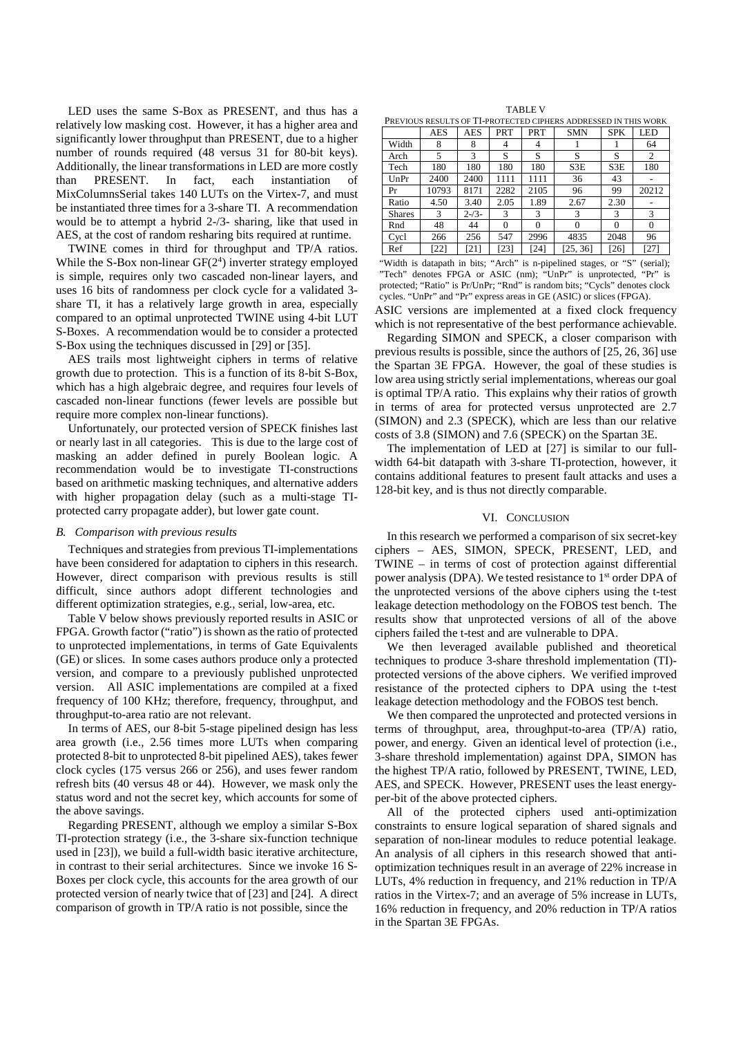LED uses the same S-Box as PRESENT, and thus has a relatively low masking cost. However, it has a higher area and significantly lower throughput than PRESENT, due to a higher number of rounds required (48 versus 31 for 80-bit keys). Additionally, the linear transformations in LED are more costly than PRESENT. In fact, each instantiation of MixColumnsSerial takes 140 LUTs on the Virtex-7, and must be instantiated three times for a 3-share TI. A recommendation would be to attempt a hybrid 2-/3- sharing, like that used in AES, at the cost of random resharing bits required at runtime.

TWINE comes in third for throughput and TP/A ratios. While the S-Box non-linear $GF(2^4)$ inverter strategy employed is simple, requires only two cascaded non-linear layers, and uses 16 bits of randomness per clock cycle for a validated 3-share TI, it has a relatively large growth in area, especially compared to an optimal unprotected TWINE using 4-bit LUT S-Boxes. A recommendation would be to consider a protected S-Box using the techniques discussed in [29] or [35].

AES trails most lightweight ciphers in terms of relative growth due to protection. This is a function of its 8-bit S-Box, which has a high algebraic degree, and requires four levels of cascaded non-linear functions (fewer levels are possible but require more complex non-linear functions).

Unfortunately, our protected version of SPECK finishes last or nearly last in all categories. This is due to the large cost of masking an adder defined in purely Boolean logic. A recommendation would be to investigate TI-constructions based on arithmetic masking techniques, and alternative adders with higher propagation delay (such as a multi-stage TI-protected carry propagate adder), but lower gate count.

### *B. Comparison with previous results*

Techniques and strategies from previous TI-implementations have been considered for adaptation to ciphers in this research. However, direct comparison with previous results is still difficult, since authors adopt different technologies and different optimization strategies, e.g., serial, low-area, etc.

Table V below shows previously reported results in ASIC or FPGA. Growth factor ("ratio") is shown as the ratio of protected to unprotected implementations, in terms of Gate Equivalents (GE) or slices. In some cases authors produce only a protected version, and compare to a previously published unprotected version. All ASIC implementations are compiled at a fixed frequency of 100 KHz; therefore, frequency, throughput, and throughput-to-area ratio are not relevant.

In terms of AES, our 8-bit 5-stage pipelined design has less area growth (i.e., 2.56 times more LUTs when comparing protected 8-bit to unprotected 8-bit pipelined AES), takes fewer clock cycles (175 versus 266 or 256), and uses fewer random refresh bits (40 versus 48 or 44). However, we mask only the status word and not the secret key, which accounts for some of the above savings.

Regarding PRESENT, although we employ a similar S-Box TI-protection strategy (i.e., the 3-share six-function technique used in [23]), we build a full-width basic iterative architecture, in contrast to their serial architectures. Since we invoke 16 S-Boxes per clock cycle, this accounts for the area growth of our protected version of nearly twice that of [23] and [24]. A direct comparison of growth in TP/A ratio is not possible, since the

TABLE V
PREVIOUS RESULTS OF TI-PROTECTED CIPHERS ADDRESSED IN THIS WORK

| | AES | AES | PRT | PRT | SMN | SPK | LED |
|---|---|---|---|---|---|---|---|
| Width | 8 | 8 | 4 | 4 | 1 | 1 | 64 |
| Arch | 5 | 3 | S | S | S | S | 2 |
| Tech | 180 | 180 | 180 | 180 | S3E | S3E | 180 |
| UnPr | 2400 | 2400 | 1111 | 1111 | 36 | 43 | - |
| Pr | 10793 | 8171 | 2282 | 2105 | 96 | 99 | 20212 |
| Ratio | 4.50 | 3.40 | 2.05 | 1.89 | 2.67 | 2.30 | - |
| Shares | 3 | 2-/3- | 3 | 3 | 3 | 3 | 3 |
| Rnd | 48 | 44 | 0 | 0 | 0 | 0 | 0 |
| Cycl | 266 | 256 | 547 | 2996 | 4835 | 2048 | 96 |
| Ref | [22] | [21] | [23] | [24] | [25, 36] | [26] | [27] |

"Width is datapath in bits; "Arch" is n-pipelined stages, or "S" (serial); "Tech" denotes FPGA or ASIC (nm); "UnPr" is unprotected, "Pr" is protected; "Ratio" is Pr/UnPr; "Rnd" is random bits; "Cycls" denotes clock cycles. "UnPr" and "Pr" express areas in GE (ASIC) or slices (FPGA).

ASIC versions are implemented at a fixed clock frequency which is not representative of the best performance achievable.

Regarding SIMON and SPECK, a closer comparison with previous results is possible, since the authors of [25, 26, 36] use the Spartan 3E FPGA. However, the goal of these studies is low area using strictly serial implementations, whereas our goal is optimal TP/A ratio. This explains why their ratios of growth in terms of area for protected versus unprotected are 2.7 (SIMON) and 2.3 (SPECK), which are less than our relative costs of 3.8 (SIMON) and 7.6 (SPECK) on the Spartan 3E.

The implementation of LED at [27] is similar to our full-width 64-bit datapath with 3-share TI-protection, however, it contains additional features to present fault attacks and uses a 128-bit key, and is thus not directly comparable.

## VI. CONCLUSION

In this research we performed a comparison of six secret-key ciphers – AES, SIMON, SPECK, PRESENT, LED, and TWINE – in terms of cost of protection against differential power analysis (DPA). We tested resistance to 1st order DPA of the unprotected versions of the above ciphers using the t-test leakage detection methodology on the FOBOS test bench. The results show that unprotected versions of all of the above ciphers failed the t-test and are vulnerable to DPA.

We then leveraged available published and theoretical techniques to produce 3-share threshold implementation (TI)-protected versions of the above ciphers. We verified improved resistance of the protected ciphers to DPA using the t-test leakage detection methodology and the FOBOS test bench.

We then compared the unprotected and protected versions in terms of throughput, area, throughput-to-area (TP/A) ratio, power, and energy. Given an identical level of protection (i.e., 3-share threshold implementation) against DPA, SIMON has the highest TP/A ratio, followed by PRESENT, TWINE, LED, AES, and SPECK. However, PRESENT uses the least energy-per-bit of the above protected ciphers.

All of the protected ciphers used anti-optimization constraints to ensure logical separation of shared signals and separation of non-linear modules to reduce potential leakage. An analysis of all ciphers in this research showed that anti-optimization techniques result in an average of 22% increase in LUTs, 4% reduction in frequency, and 21% reduction in TP/A ratios in the Virtex-7; and an average of 5% increase in LUTs, 16% reduction in frequency, and 20% reduction in TP/A ratios in the Spartan 3E FPGAs.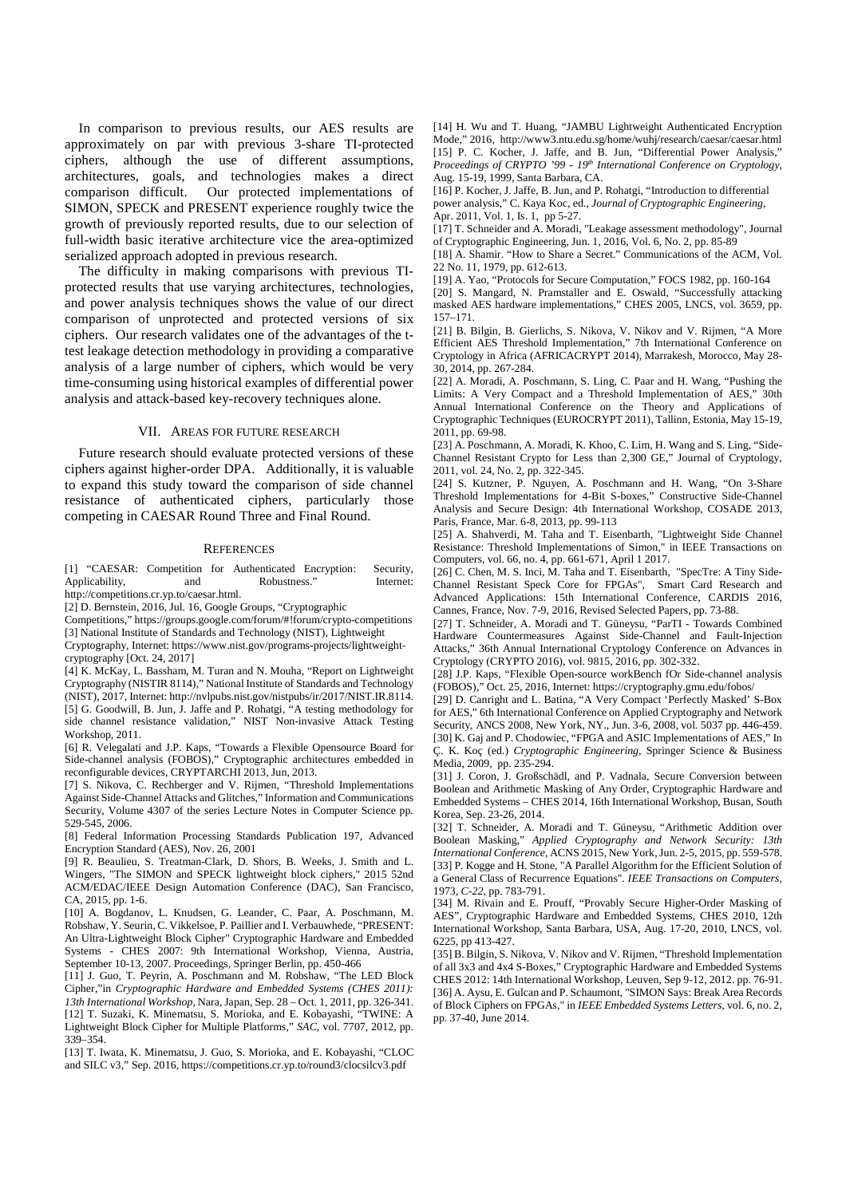In comparison to previous results, our AES results are approximately on par with previous 3-share TI-protected ciphers, although the use of different assumptions, architectures, goals, and technologies makes a direct comparison difficult. Our protected implementations of SIMON, SPECK and PRESENT experience roughly twice the growth of previously reported results, due to our selection of full-width basic iterative architecture vice the area-optimized serialized approach adopted in previous research.

The difficulty in making comparisons with previous TI-protected results that use varying architectures, technologies, and power analysis techniques shows the value of our direct comparison of unprotected and protected versions of six ciphers. Our research validates one of the advantages of the t-test leakage detection methodology in providing a comparative analysis of a large number of ciphers, which would be very time-consuming using historical examples of differential power analysis and attack-based key-recovery techniques alone.

## VII. Areas for Future Research

Future research should evaluate protected versions of these ciphers against higher-order DPA. Additionally, it is valuable to expand this study toward the comparison of side channel resistance of authenticated ciphers, particularly those competing in CAESAR Round Three and Final Round.

## References

[1] "CAESAR: Competition for Authenticated Encryption: Security, Applicability, and Robustness." Internet: http://competitions.cr.yp.to/caesar.html.

[2] D. Bernstein, 2016, Jul. 16, Google Groups, "Cryptographic Competitions," https://groups.google.com/forum/#!forum/crypto-competitions

[3] National Institute of Standards and Technology (NIST), Lightweight Cryptography, Internet: https://www.nist.gov/programs-projects/lightweight-cryptography [Oct. 24, 2017]

[4] K. McKay, L. Bassham, M. Turan and N. Mouha, "Report on Lightweight Cryptography (NISTIR 8114)," National Institute of Standards and Technology (NIST), 2017, Internet: http://nvlpubs.nist.gov/nistpubs/ir/2017/NIST.IR.8114.

[5] G. Goodwill, B. Jun, J. Jaffe and P. Rohatgi, "A testing methodology for side channel resistance validation," NIST Non-invasive Attack Testing Workshop, 2011.

[6] R. Velegalati and J.P. Kaps, "Towards a Flexible Opensource Board for Side-channel analysis (FOBOS)," Cryptographic architectures embedded in reconfigurable devices, CRYPTARCHI 2013, Jun, 2013.

[7] S. Nikova, C. Rechberger and V. Rijmen, "Threshold Implementations Against Side-Channel Attacks and Glitches," Information and Communications Security, Volume 4307 of the series Lecture Notes in Computer Science pp. 529-545, 2006.

[8] Federal Information Processing Standards Publication 197, Advanced Encryption Standard (AES), Nov. 26, 2001

[9] R. Beaulieu, S. Treatman-Clark, D. Shors, B. Weeks, J. Smith and L. Wingers, "The SIMON and SPECK lightweight block ciphers," 2015 52nd ACM/EDAC/IEEE Design Automation Conference (DAC), San Francisco, CA, 2015, pp. 1-6.

[10] A. Bogdanov, L. Knudsen, G. Leander, C. Paar, A. Poschmann, M. Robshaw, Y. Seurin, C. Vikkelsoe, P. Paillier and I. Verbauwhede, "PRESENT: An Ultra-Lightweight Block Cipher" Cryptographic Hardware and Embedded Systems - CHES 2007: 9th International Workshop, Vienna, Austria, September 10-13, 2007. Proceedings, Springer Berlin, pp. 450-466

[11] J. Guo, T. Peyrin, A. Poschmann and M. Robshaw, "The LED Block Cipher,"in *Cryptographic Hardware and Embedded Systems (CHES 2011): 13th International Workshop*, Nara, Japan, Sep. 28 – Oct. 1, 2011, pp. 326-341.

[12] T. Suzaki, K. Minematsu, S. Morioka, and E. Kobayashi, "TWINE: A Lightweight Block Cipher for Multiple Platforms," *SAC*, vol. 7707, 2012, pp. 339–354.

[13] T. Iwata, K. Minematsu, J. Guo, S. Morioka, and E. Kobayashi, "CLOC and SILC v3," Sep. 2016, https://competitions.cr.yp.to/round3/clocsilcv3.pdf

[14] H. Wu and T. Huang, "JAMBU Lightweight Authenticated Encryption Mode," 2016, http://www3.ntu.edu.sg/home/wuhj/research/caesar/caesar.html

[15] P. C. Kocher, J. Jaffe, and B. Jun, "Differential Power Analysis," *Proceedings of CRYPTO '99 - 19th International Conference on Cryptology*, Aug. 15-19, 1999, Santa Barbara, CA.

[16] P. Kocher, J. Jaffe, B. Jun, and P. Rohatgi, "Introduction to differential power analysis," C. Kaya Koc, ed., *Journal of Cryptographic Engineering*, Apr. 2011, Vol. 1, Is. 1, pp 5-27.

[17] T. Schneider and A. Moradi, "Leakage assessment methodology", Journal of Cryptographic Engineering, Jun. 1, 2016, Vol. 6, No. 2, pp. 85-89

[18] A. Shamir. "How to Share a Secret." Communications of the ACM, Vol. 22 No. 11, 1979, pp. 612-613.

[19] A. Yao, "Protocols for Secure Computation," FOCS 1982, pp. 160-164

[20] S. Mangard, N. Pramstaller and E. Oswald, "Successfully attacking masked AES hardware implementations," CHES 2005, LNCS, vol. 3659, pp. 157–171.

[21] B. Bilgin, B. Gierlichs, S. Nikova, V. Nikov and V. Rijmen, "A More Efficient AES Threshold Implementation," 7th International Conference on Cryptology in Africa (AFRICACRYPT 2014), Marrakesh, Morocco, May 28-30, 2014, pp. 267-284.

[22] A. Moradi, A. Poschmann, S. Ling, C. Paar and H. Wang, "Pushing the Limits: A Very Compact and a Threshold Implementation of AES," 30th Annual International Conference on the Theory and Applications of Cryptographic Techniques (EUROCRYPT 2011), Tallinn, Estonia, May 15-19, 2011, pp. 69-98.

[23] A. Poschmann, A. Moradi, K. Khoo, C. Lim, H. Wang and S. Ling, "Side-Channel Resistant Crypto for Less than 2,300 GE," Journal of Cryptology, 2011, vol. 24, No. 2, pp. 322-345.

[24] S. Kutzner, P. Nguyen, A. Poschmann and H. Wang, "On 3-Share Threshold Implementations for 4-Bit S-boxes," Constructive Side-Channel Analysis and Secure Design: 4th International Workshop, COSADE 2013, Paris, France, Mar. 6-8, 2013, pp. 99-113

[25] A. Shahverdi, M. Taha and T. Eisenbarth, "Lightweight Side Channel Resistance: Threshold Implementations of Simon," in IEEE Transactions on Computers, vol. 66, no. 4, pp. 661-671, April 1 2017.

[26] C. Chen, M. S. Inci, M. Taha and T. Eisenbarth, "SpecTre: A Tiny Side-Channel Resistant Speck Core for FPGAs", Smart Card Research and Advanced Applications: 15th International Conference, CARDIS 2016, Cannes, France, Nov. 7-9, 2016, Revised Selected Papers, pp. 73-88.

[27] T. Schneider, A. Moradi and T. Güneysu, "ParTI - Towards Combined Hardware Countermeasures Against Side-Channel and Fault-Injection Attacks," 36th Annual International Cryptology Conference on Advances in Cryptology (CRYPTO 2016), vol. 9815, 2016, pp. 302-332.

[28] J.P. Kaps, "Flexible Open-source workBench fOr Side-channel analysis (FOBOS)," Oct. 25, 2016, Internet: https://cryptography.gmu.edu/fobos/

[29] D. Canright and L. Batina, "A Very Compact 'Perfectly Masked' S-Box for AES," 6th International Conference on Applied Cryptography and Network Security, ANCS 2008, New York, NY., Jun. 3-6, 2008, vol. 5037 pp. 446-459.

[30] K. Gaj and P. Chodowiec, "FPGA and ASIC Implementations of AES," In Ç. K. Koç (ed.) *Cryptographic Engineering*, Springer Science & Business Media, 2009, pp. 235-294.

[31] J. Coron, J. Großschädl, and P. Vadnala, Secure Conversion between Boolean and Arithmetic Masking of Any Order, Cryptographic Hardware and Embedded Systems – CHES 2014, 16th International Workshop, Busan, South Korea, Sep. 23-26, 2014.

[32] T. Schneider, A. Moradi and T. Güneysu, "Arithmetic Addition over Boolean Masking," *Applied Cryptography and Network Security: 13th International Conference*, ACNS 2015, New York, Jun. 2-5, 2015, pp. 559-578.

[33] P. Kogge and H. Stone, "A Parallel Algorithm for the Efficient Solution of a General Class of Recurrence Equations". *IEEE Transactions on Computers*, 1973, *C-22*, pp. 783-791.

[34] M. Rivain and E. Prouff, "Provably Secure Higher-Order Masking of AES", Cryptographic Hardware and Embedded Systems, CHES 2010, 12th International Workshop, Santa Barbara, USA, Aug. 17-20, 2010, LNCS, vol. 6225, pp 413-427.

[35] B. Bilgin, S. Nikova, V. Nikov and V. Rijmen, "Threshold Implementation of all 3x3 and 4x4 S-Boxes," Cryptographic Hardware and Embedded Systems CHES 2012: 14th International Workshop, Leuven, Sep 9-12, 2012. pp. 76-91.

[36] A. Aysu, E. Gulcan and P. Schaumont, "SIMON Says: Break Area Records of Block Ciphers on FPGAs," in *IEEE Embedded Systems Letters*, vol. 6, no. 2, pp. 37-40, June 2014.